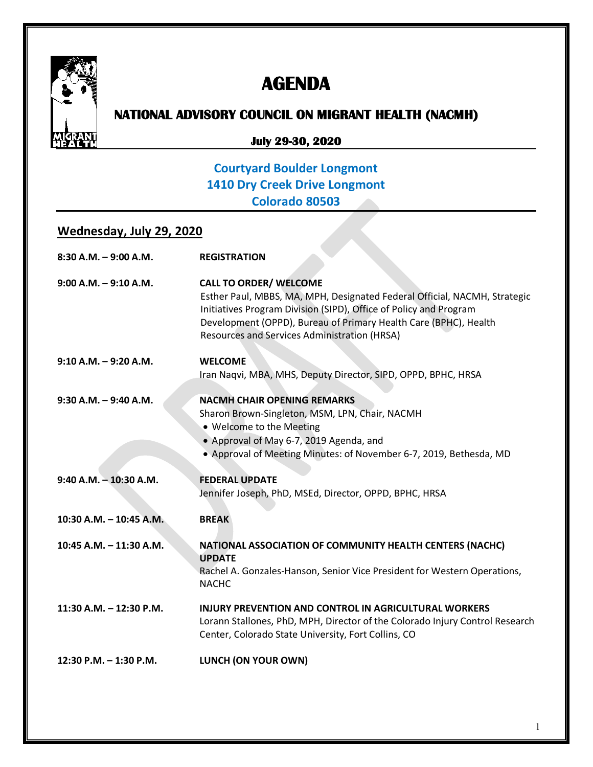# AGENDA

## NATIONAL ADVISORY COUNCIL ON MIGRANT HEALTH (NACMH)

### July 29-30, 2020

**Courtyard Boulder Longmont**
**1410 Dry Creek Drive Longmont**
**Colorado 80503**

## Wednesday, July 29, 2020

| | |
|---|---|
| **8:30 A.M. – 9:00 A.M.** | **REGISTRATION** |
| **9:00 A.M. – 9:10 A.M.** | **CALL TO ORDER/ WELCOME**<br>Esther Paul, MBBS, MA, MPH, Designated Federal Official, NACMH, Strategic Initiatives Program Division (SIPD), Office of Policy and Program Development (OPPD), Bureau of Primary Health Care (BPHC), Health Resources and Services Administration (HRSA) |
| **9:10 A.M. – 9:20 A.M.** | **WELCOME**<br>Iran Naqvi, MBA, MHS, Deputy Director, SIPD, OPPD, BPHC, HRSA |
| **9:30 A.M. – 9:40 A.M.** | **NACMH CHAIR OPENING REMARKS**<br>Sharon Brown-Singleton, MSM, LPN, Chair, NACMH<br>• Welcome to the Meeting<br>• Approval of May 6-7, 2019 Agenda, and<br>• Approval of Meeting Minutes: of November 6-7, 2019, Bethesda, MD |
| **9:40 A.M. – 10:30 A.M.** | **FEDERAL UPDATE**<br>Jennifer Joseph, PhD, MSEd, Director, OPPD, BPHC, HRSA |
| **10:30 A.M. – 10:45 A.M.** | **BREAK** |
| **10:45 A.M. – 11:30 A.M.** | **NATIONAL ASSOCIATION OF COMMUNITY HEALTH CENTERS (NACHC) UPDATE**<br>Rachel A. Gonzales-Hanson, Senior Vice President for Western Operations, NACHC |
| **11:30 A.M. – 12:30 P.M.** | **INJURY PREVENTION AND CONTROL IN AGRICULTURAL WORKERS**<br>Lorann Stallones, PhD, MPH, Director of the Colorado Injury Control Research Center, Colorado State University, Fort Collins, CO |
| **12:30 P.M. – 1:30 P.M.** | **LUNCH (ON YOUR OWN)** |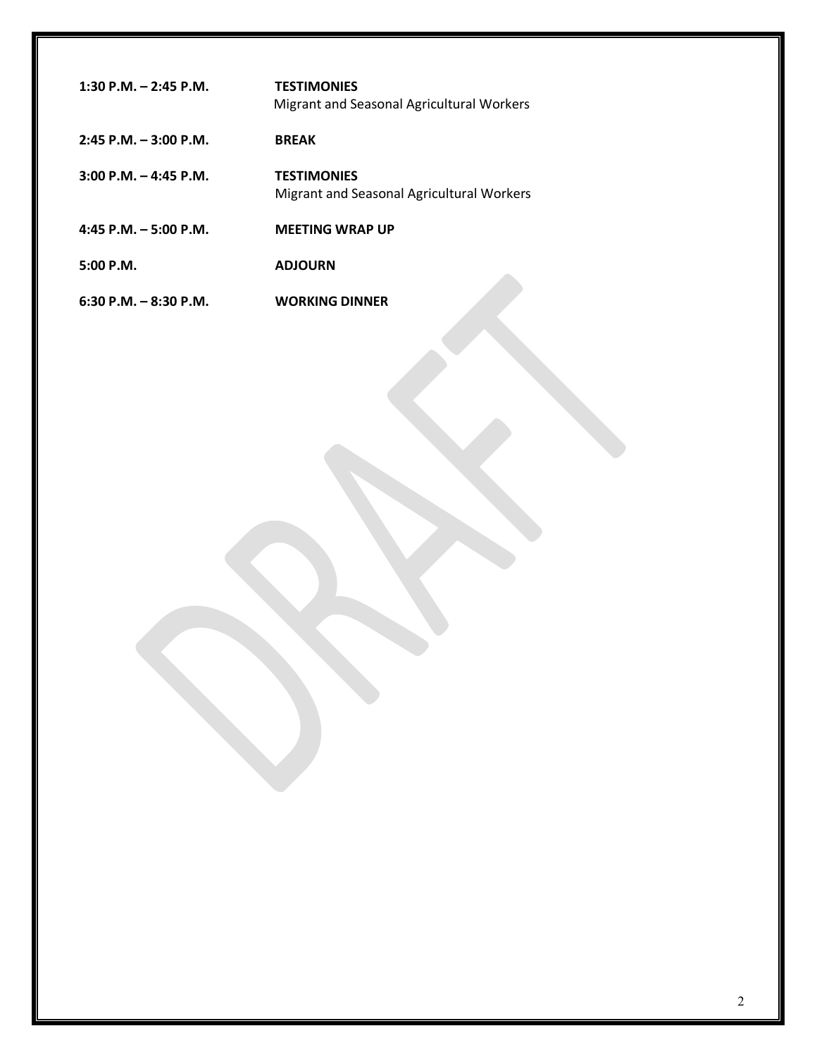| | |
|---|---|
| **1:30 P.M. – 2:45 P.M.** | **TESTIMONIES**<br>Migrant and Seasonal Agricultural Workers |
| **2:45 P.M. – 3:00 P.M.** | **BREAK** |
| **3:00 P.M. – 4:45 P.M.** | **TESTIMONIES**<br>Migrant and Seasonal Agricultural Workers |
| **4:45 P.M. – 5:00 P.M.** | **MEETING WRAP UP** |
| **5:00 P.M.** | **ADJOURN** |
| **6:30 P.M. – 8:30 P.M.** | **WORKING DINNER** |

DRAFT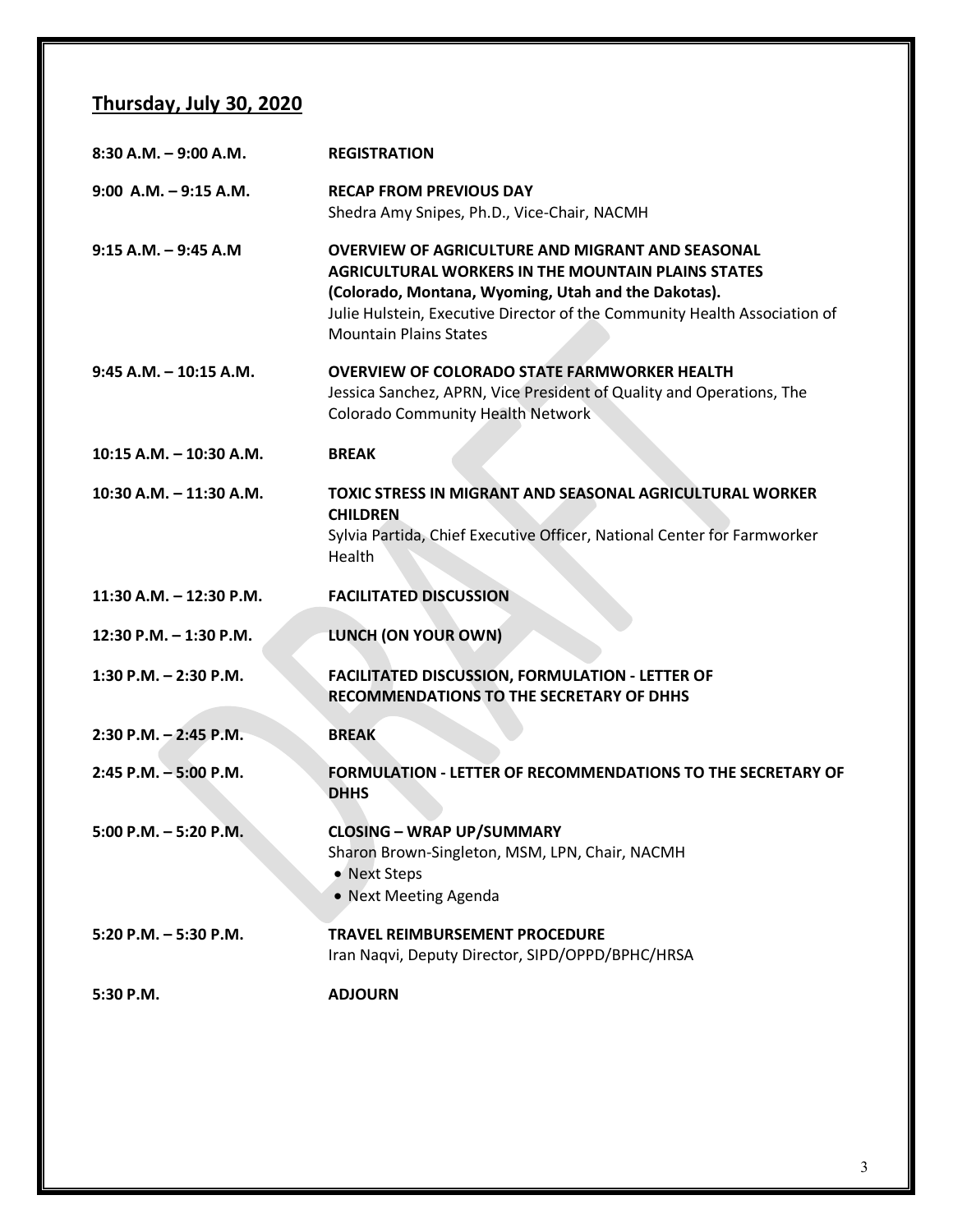## Thursday, July 30, 2020

| | |
|---|---|
| **8:30 A.M. – 9:00 A.M.** | **REGISTRATION** |
| **9:00 A.M. – 9:15 A.M.** | **RECAP FROM PREVIOUS DAY**<br>Shedra Amy Snipes, Ph.D., Vice-Chair, NACMH |
| **9:15 A.M. – 9:45 A.M** | **OVERVIEW OF AGRICULTURE AND MIGRANT AND SEASONAL AGRICULTURAL WORKERS IN THE MOUNTAIN PLAINS STATES (Colorado, Montana, Wyoming, Utah and the Dakotas).**<br>Julie Hulstein, Executive Director of the Community Health Association of Mountain Plains States |
| **9:45 A.M. – 10:15 A.M.** | **OVERVIEW OF COLORADO STATE FARMWORKER HEALTH**<br>Jessica Sanchez, APRN, Vice President of Quality and Operations, The Colorado Community Health Network |
| **10:15 A.M. – 10:30 A.M.** | **BREAK** |
| **10:30 A.M. – 11:30 A.M.** | **TOXIC STRESS IN MIGRANT AND SEASONAL AGRICULTURAL WORKER CHILDREN**<br>Sylvia Partida, Chief Executive Officer, National Center for Farmworker Health |
| **11:30 A.M. – 12:30 P.M.** | **FACILITATED DISCUSSION** |
| **12:30 P.M. – 1:30 P.M.** | **LUNCH (ON YOUR OWN)** |
| **1:30 P.M. – 2:30 P.M.** | **FACILITATED DISCUSSION, FORMULATION - LETTER OF RECOMMENDATIONS TO THE SECRETARY OF DHHS** |
| **2:30 P.M. – 2:45 P.M.** | **BREAK** |
| **2:45 P.M. – 5:00 P.M.** | **FORMULATION - LETTER OF RECOMMENDATIONS TO THE SECRETARY OF DHHS** |
| **5:00 P.M. – 5:20 P.M.** | **CLOSING – WRAP UP/SUMMARY**<br>Sharon Brown-Singleton, MSM, LPN, Chair, NACMH<br>• Next Steps<br>• Next Meeting Agenda |
| **5:20 P.M. – 5:30 P.M.** | **TRAVEL REIMBURSEMENT PROCEDURE**<br>Iran Naqvi, Deputy Director, SIPD/OPPD/BPHC/HRSA |
| **5:30 P.M.** | **ADJOURN** |